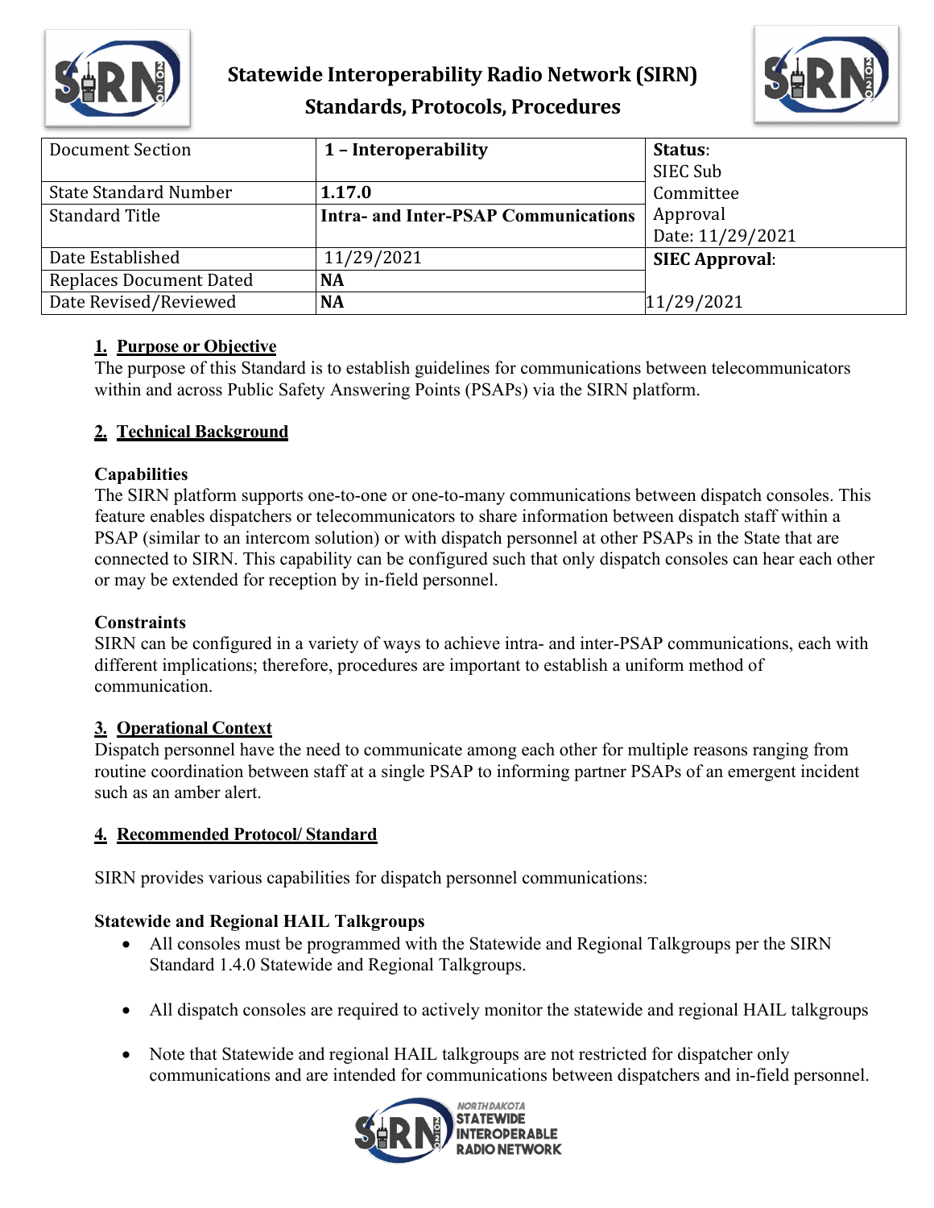# Statewide Interoperability Radio Network (SIRN) Standards, Protocols, Procedures

| Document Section | 1 – Interoperability | Status: SIEC Sub Committee Approval Date: 11/29/2021 |
|---|---|---|
| State Standard Number | 1.17.0 | |
| Standard Title | Intra- and Inter-PSAP Communications | |
| Date Established | 11/29/2021 | SIEC Approval: |
| Replaces Document Dated | NA | |
| Date Revised/Reviewed | NA | 11/29/2021 |

## 1. Purpose or Objective

The purpose of this Standard is to establish guidelines for communications between telecommunicators within and across Public Safety Answering Points (PSAPs) via the SIRN platform.

## 2. Technical Background

### Capabilities

The SIRN platform supports one-to-one or one-to-many communications between dispatch consoles. This feature enables dispatchers or telecommunicators to share information between dispatch staff within a PSAP (similar to an intercom solution) or with dispatch personnel at other PSAPs in the State that are connected to SIRN. This capability can be configured such that only dispatch consoles can hear each other or may be extended for reception by in-field personnel.

### Constraints

SIRN can be configured in a variety of ways to achieve intra- and inter-PSAP communications, each with different implications; therefore, procedures are important to establish a uniform method of communication.

## 3. Operational Context

Dispatch personnel have the need to communicate among each other for multiple reasons ranging from routine coordination between staff at a single PSAP to informing partner PSAPs of an emergent incident such as an amber alert.

## 4. Recommended Protocol/ Standard

SIRN provides various capabilities for dispatch personnel communications:

### Statewide and Regional HAIL Talkgroups

- All consoles must be programmed with the Statewide and Regional Talkgroups per the SIRN Standard 1.4.0 Statewide and Regional Talkgroups.
- All dispatch consoles are required to actively monitor the statewide and regional HAIL talkgroups
- Note that Statewide and regional HAIL talkgroups are not restricted for dispatcher only communications and are intended for communications between dispatchers and in-field personnel.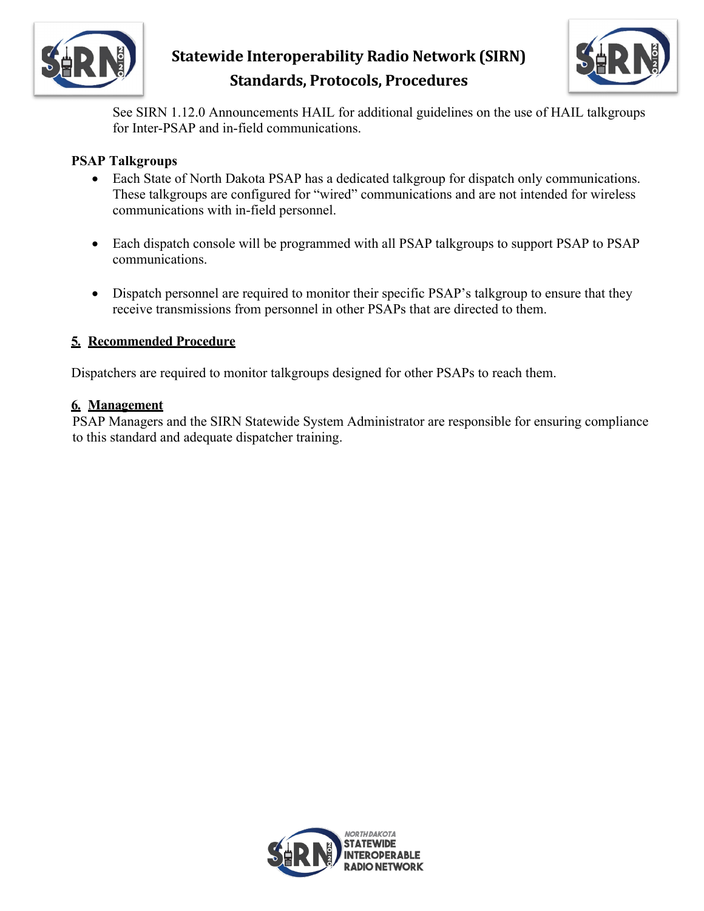See SIRN 1.12.0 Announcements HAIL for additional guidelines on the use of HAIL talkgroups for Inter-PSAP and in-field communications.

**PSAP Talkgroups**

- Each State of North Dakota PSAP has a dedicated talkgroup for dispatch only communications. These talkgroups are configured for "wired" communications and are not intended for wireless communications with in-field personnel.
- Each dispatch console will be programmed with all PSAP talkgroups to support PSAP to PSAP communications.
- Dispatch personnel are required to monitor their specific PSAP's talkgroup to ensure that they receive transmissions from personnel in other PSAPs that are directed to them.

## 5. Recommended Procedure

Dispatchers are required to monitor talkgroups designed for other PSAPs to reach them.

## 6. Management

PSAP Managers and the SIRN Statewide System Administrator are responsible for ensuring compliance to this standard and adequate dispatcher training.